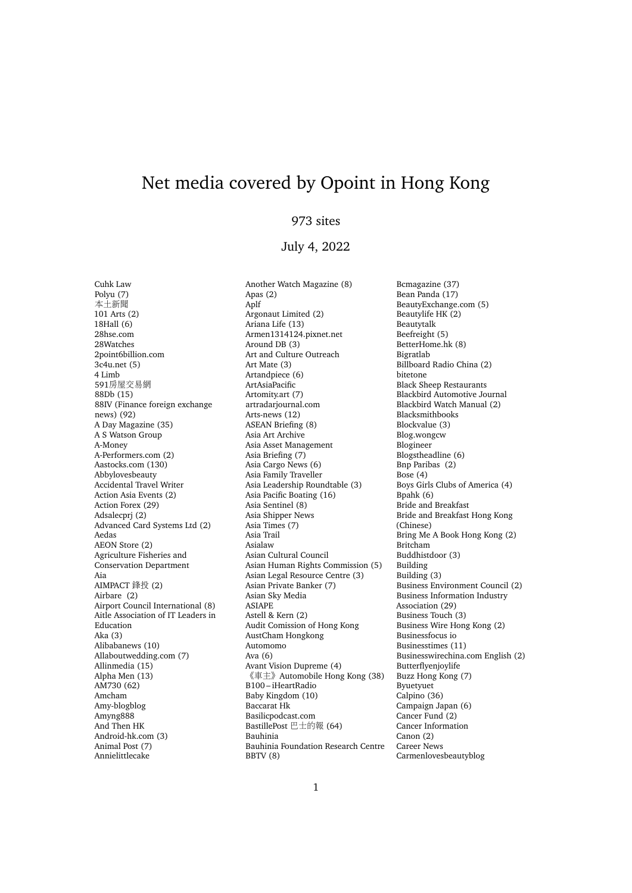# Net media covered by Opoint in Hong Kong

973 sites

July 4, 2022

Cuhk Law
Polyu (7)
本土新聞
101 Arts (2)
18Hall (6)
28hse.com
28Watches
2point6billion.com
3c4u.net (5)
4 Limb
591房屋交易網
88Db (15)
88IV (Finance foreign exchange news) (92)
A Day Magazine (35)
A S Watson Group
A-Money
A-Performers.com (2)
Aastocks.com (130)
Abbylovesbeauty
Accidental Travel Writer
Action Asia Events (2)
Action Forex (29)
Adsalecprj (2)
Advanced Card Systems Ltd (2)
Aedas
AEON Store (2)
Agriculture Fisheries and Conservation Department
Aia
AIMPACT 鋒投 (2)
Airbare (2)
Airport Council International (8)
Aitle Association of IT Leaders in Education
Aka (3)
Alibabanews (10)
Allaboutwedding.com (7)
Allinmedia (15)
Alpha Men (13)
AM730 (62)
Amcham
Amy-blogblog
Amyng888
And Then HK
Android-hk.com (3)
Animal Post (7)
Annielittlecake
Another Watch Magazine (8)
Apas (2)
Aplf
Argonaut Limited (2)
Ariana Life (13)
Armen1314124.pixnet.net
Around DB (3)
Art and Culture Outreach
Art Mate (3)
Artandpiece (6)
ArtAsiaPacific
Artomity.art (7)
artradarjournal.com
Arts-news (12)
ASEAN Briefing (8)
Asia Art Archive
Asia Asset Management
Asia Briefing (7)
Asia Cargo News (6)
Asia Family Traveller
Asia Leadership Roundtable (3)
Asia Pacific Boating (16)
Asia Sentinel (8)
Asia Shipper News
Asia Times (7)
Asia Trail
Asialaw
Asian Cultural Council
Asian Human Rights Commission (5)
Asian Legal Resource Centre (3)
Asian Private Banker (7)
Asian Sky Media
ASIAPE
Astell & Kern (2)
Audit Comission of Hong Kong
AustCham Hongkong
Automomo
Ava (6)
Avant Vision Dupreme (4)
《車主》Automobile Hong Kong (38)
B100 – iHeartRadio
Baby Kingdom (10)
Baccarat Hk
Basilicpodcast.com
BastillePost 巴士的報 (64)
Bauhinia
Bauhinia Foundation Research Centre
BBTV (8)
Bcmagazine (37)
Bean Panda (17)
BeautyExchange.com (5)
Beautylife HK (2)
Beautytalk
Beefreight (5)
BetterHome.hk (8)
Bigratlab
Billboard Radio China (2)
bitetone
Black Sheep Restaurants
Blackbird Automotive Journal
Blackbird Watch Manual (2)
Blacksmithbooks
Blockvalue (3)
Blog.wongcw
Blogineer
Blogstheadline (6)
Bnp Paribas (2)
Bose (4)
Boys Girls Clubs of America (4)
Bpahk (6)
Bride and Breakfast
Bride and Breakfast Hong Kong (Chinese)
Bring Me A Book Hong Kong (2)
Britcham
Buddhistdoor (3)
Building
Building (3)
Business Environment Council (2)
Business Information Industry Association (29)
Business Touch (3)
Business Wire Hong Kong (2)
Businessfocus io
Businesstimes (11)
Businesswirechina.com English (2)
Butterflyenjoylife
Buzz Hong Kong (7)
Byuetyuet
Calpino (36)
Campaign Japan (6)
Cancer Fund (2)
Cancer Information
Canon (2)
Career News
Carmenlovesbeautyblog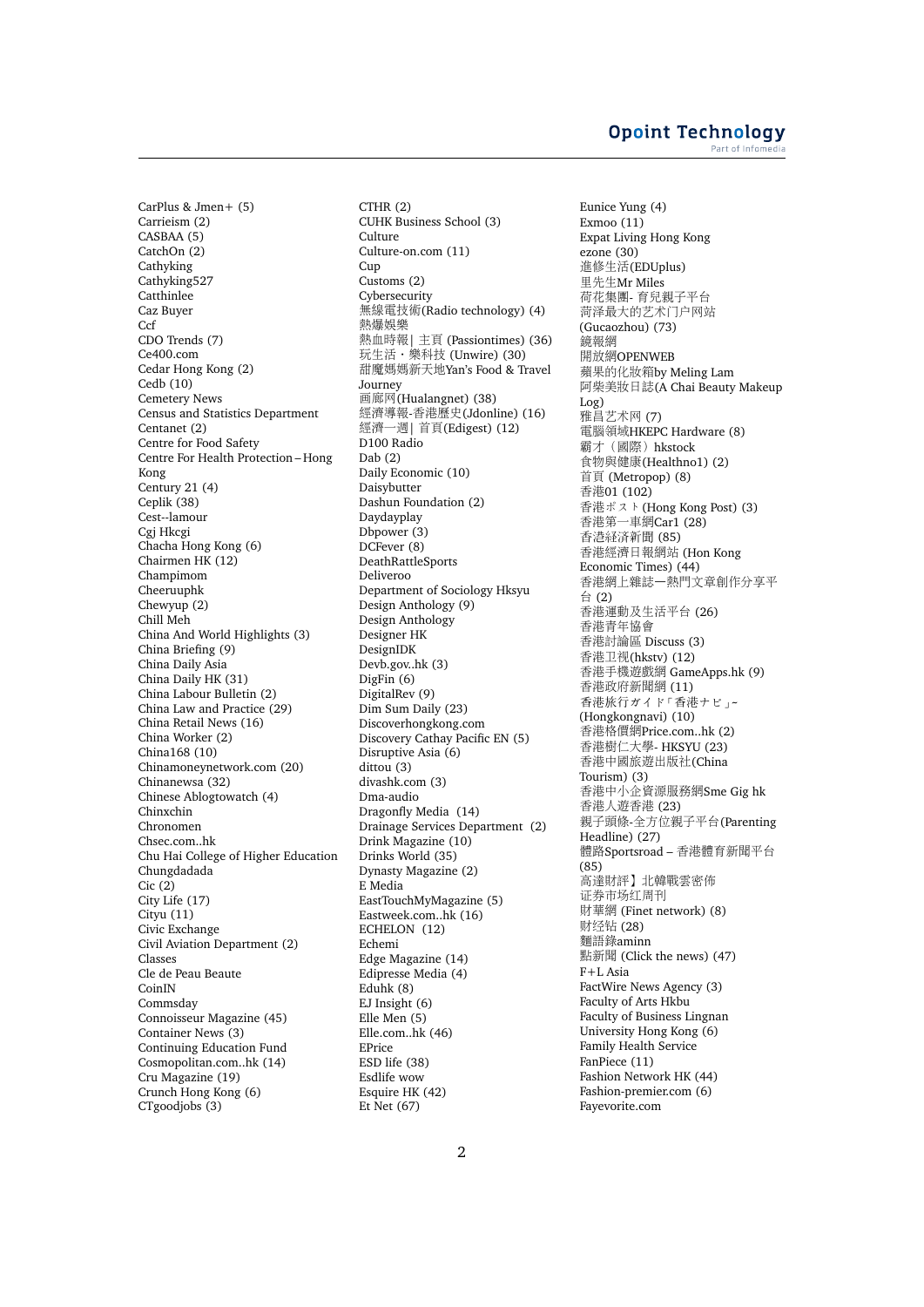CarPlus & Jmen+ (5)
Carrieism (2)
CASBAA (5)
CatchOn (2)
Cathyking
Cathyking527
Catthinlee
Caz Buyer
Ccf
CDO Trends (7)
Ce400.com
Cedar Hong Kong (2)
Cedb (10)
Cemetery News
Census and Statistics Department
Centanet (2)
Centre for Food Safety
Centre For Health Protection – Hong Kong
Century 21 (4)
Ceplik (38)
Cest--lamour
Cgj Hkcgi
Chacha Hong Kong (6)
Chairmen HK (12)
Champimom
Cheeruuphk
Chewyup (2)
Chill Meh
China And World Highlights (3)
China Briefing (9)
China Daily Asia
China Daily HK (31)
China Labour Bulletin (2)
China Law and Practice (29)
China Retail News (16)
China Worker (2)
China168 (10)
Chinamoneynetwork.com (20)
Chinanewsa (32)
Chinese Ablogtowatch (4)
Chinxchin
Chronomen
Chsec.com..hk
Chu Hai College of Higher Education
Chungdadada
Cic (2)
City Life (17)
Cityu (11)
Civic Exchange
Civil Aviation Department (2)
Classes
Cle de Peau Beaute
CoinIN
Commsday
Connoisseur Magazine (45)
Container News (3)
Continuing Education Fund
Cosmopolitan.com..hk (14)
Cru Magazine (19)
Crunch Hong Kong (6)
CTgoodjobs (3)
CTHR (2)
CUHK Business School (3)
Culture
Culture-on.com (11)
Cup
Customs (2)
Cybersecurity
無線電技術(Radio technology) (4)
熱爆娛樂
熱血時報| 主頁 (Passiontimes) (36)
玩生活・樂科技 (Unwire) (30)
甜魔媽媽新天地Yan's Food & Travel Journey
画廊网(Hualangnet) (38)
經濟導報-香港歷史(Jdonline) (16)
經濟一週| 首頁(Edigest) (12)
D100 Radio
Dab (2)
Daily Economic (10)
Daisybutter
Dashun Foundation (2)
Daydayplay
Dbpower (3)
DCFever (8)
DeathRattleSports
Deliveroo
Department of Sociology Hksyu
Design Anthology (9)
Design Anthology
Designer HK
DesignIDK
Devb.gov..hk (3)
DigFin (6)
DigitalRev (9)
Dim Sum Daily (23)
Discoverhongkong.com
Discovery Cathay Pacific EN (5)
Disruptive Asia (6)
dittou (3)
divashk.com (3)
Dma-audio
Dragonfly Media (14)
Drainage Services Department (2)
Drink Magazine (10)
Drinks World (35)
Dynasty Magazine (2)
E Media
EastTouchMyMagazine (5)
Eastweek.com..hk (16)
ECHELON (12)
Echemi
Edge Magazine (14)
Edipresse Media (4)
Eduhk (8)
EJ Insight (6)
Elle Men (5)
Elle.com..hk (46)
EPrice
ESD life (38)
Esdlife wow
Esquire HK (42)
Et Net (67)
Eunice Yung (4)
Exmoo (11)
Expat Living Hong Kong
ezone (30)
進修生活(EDUplus)
里先生Mr Miles
荷花集團- 育兒親子平台
荷泽最大的艺术门户网站 (Gucaozhou) (73)
鏡報網
開放網OPENWEB
蘋果的化妝箱by Meling Lam
阿柴美妝日誌(A Chai Beauty Makeup Log)
雅昌艺术网 (7)
電腦領域HKEPC Hardware (8)
霸才（國際）hkstock
食物與健康(Healthno1) (2)
首頁 (Metropop) (8)
香港01 (102)
香港ポスト(Hong Kong Post) (3)
香港第一車網Car1 (28)
香港経済新聞 (85)
香港經濟日報網站 (Hon Kong Economic Times) (44)
香港網上雜誌—熱門文章創作分享平台 (2)
香港運動及生活平台 (26)
香港青年協會
香港討論區 Discuss (3)
香港卫视(hkstv) (12)
香港手機遊戲網 GameApps.hk (9)
香港政府新聞網 (11)
香港旅行ガイド「香港ナビ」- (Hongkongnavi) (10)
香港格價網Price.com..hk (2)
香港樹仁大學- HKSYU (23)
香港中國旅遊出版社(China Tourism) (3)
香港中小企資源服務網Sme Gig hk
香港人遊香港 (23)
親子頭條-全方位親子平台(Parenting Headline) (27)
體路Sportsroad – 香港體育新聞平台 (85)
高達財評】北韓戰雲密佈
证券市场红周刊
財華網 (Finet network) (8)
财经钻 (28)
麵語錄aminn
點新聞 (Click the news) (47)
F+L Asia
FactWire News Agency (3)
Faculty of Arts Hkbu
Faculty of Business Lingnan University Hong Kong (6)
Family Health Service
FanPiece (11)
Fashion Network HK (44)
Fashion-premier.com (6)
Fayevorite.com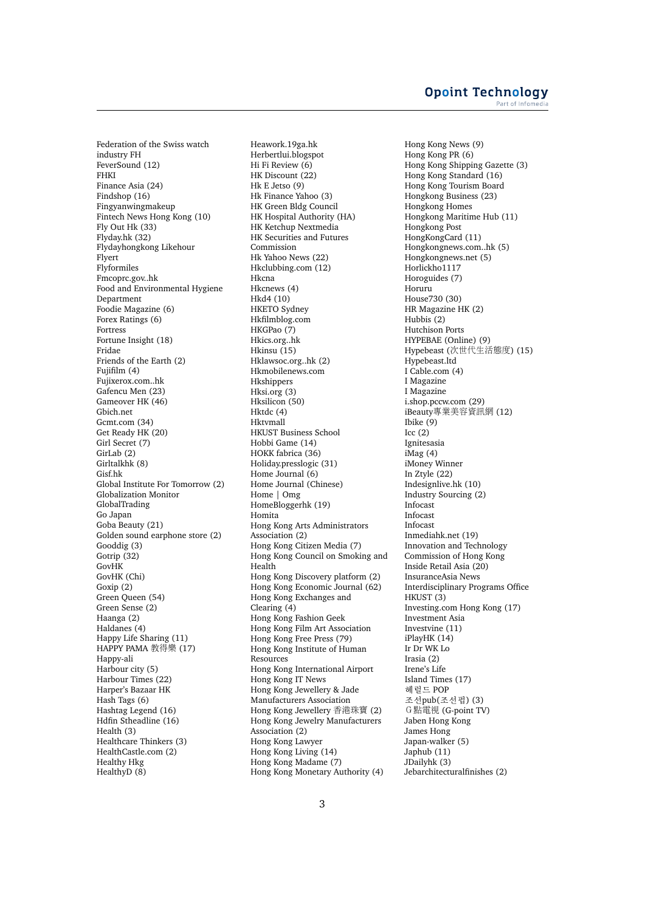Federation of the Swiss watch industry FH
FeverSound (12)
FHKI
Finance Asia (24)
Findshop (16)
Fingyanwingmakeup
Fintech News Hong Kong (10)
Fly Out Hk (33)
Flyday.hk (32)
Flydayhongkong Likehour
Flyert
Flyformiles
Fmcoprc.gov..hk
Food and Environmental Hygiene Department
Foodie Magazine (6)
Forex Ratings (6)
Fortress
Fortune Insight (18)
Fridae
Friends of the Earth (2)
Fujifilm (4)
Fujixerox.com..hk
Gafencu Men (23)
Gameover HK (46)
Gbich.net
Gcmt.com (34)
Get Ready HK (20)
Girl Secret (7)
GirLab (2)
Girltalkhk (8)
Gisf.hk
Global Institute For Tomorrow (2)
Globalization Monitor
GlobalTrading
Go Japan
Goba Beauty (21)
Golden sound earphone store (2)
Gooddig (3)
Gotrip (32)
GovHK
GovHK (Chi)
Goxip (2)
Green Queen (54)
Green Sense (2)
Haanga (2)
Haldanes (4)
Happy Life Sharing (11)
HAPPY PAMA 教得樂 (17)
Happy-ali
Harbour city (5)
Harbour Times (22)
Harper's Bazaar HK
Hash Tags (6)
Hashtag Legend (16)
Hdfin Stheadline (16)
Health (3)
Healthcare Thinkers (3)
HealthCastle.com (2)
Healthy Hkg
HealthyD (8)
Heawork.19ga.hk
Herbertlui.blogspot
Hi Fi Review (6)
HK Discount (22)
Hk E Jetso (9)
Hk Finance Yahoo (3)
HK Green Bldg Council
HK Hospital Authority (HA)
HK Ketchup Nextmedia
HK Securities and Futures Commission
Hk Yahoo News (22)
Hkclubbing.com (12)
Hkcna
Hkcnews (4)
Hkd4 (10)
HKETO Sydney
Hkfilmblog.com
HKGPao (7)
Hkics.org..hk
Hkinsu (15)
Hklawsoc.org..hk (2)
Hkmobilenews.com
Hkshippers
Hksi.org (3)
Hksilicon (50)
Hktdc (4)
Hktvmall
HKUST Business School
Hobbi Game (14)
HOKK fabrica (36)
Holiday.presslogic (31)
Home Journal (6)
Home Journal (Chinese)
Home | Omg
HomeBloggerhk (19)
Homita
Hong Kong Arts Administrators Association (2)
Hong Kong Citizen Media (7)
Hong Kong Council on Smoking and Health
Hong Kong Discovery platform (2)
Hong Kong Economic Journal (62)
Hong Kong Exchanges and Clearing (4)
Hong Kong Fashion Geek
Hong Kong Film Art Association
Hong Kong Free Press (79)
Hong Kong Institute of Human Resources
Hong Kong International Airport
Hong Kong IT News
Hong Kong Jewellery & Jade Manufacturers Association
Hong Kong Jewellery 香港珠寶 (2)
Hong Kong Jewelry Manufacturers Association (2)
Hong Kong Lawyer
Hong Kong Living (14)
Hong Kong Madame (7)
Hong Kong Monetary Authority (4)
Hong Kong News (9)
Hong Kong PR (6)
Hong Kong Shipping Gazette (3)
Hong Kong Standard (16)
Hong Kong Tourism Board
Hongkong Business (23)
Hongkong Homes
Hongkong Maritime Hub (11)
Hongkong Post
HongKongCard (11)
Hongkongnews.com..hk (5)
Hongkongnews.net (5)
Horlickho1117
Horoguides (7)
Horuru
House730 (30)
HR Magazine HK (2)
Hubbis (2)
Hutchison Ports
HYPEBAE (Online) (9)
Hypebeast (次世代生活態度) (15)
Hypebeast.ltd
I Cable.com (4)
I Magazine
I Magazine
i.shop.pccw.com (29)
iBeauty專業美容資訊網 (12)
Ibike (9)
Icc (2)
Ignitesasia
iMag (4)
iMoney Winner
In Ztyle (22)
Indesignlive.hk (10)
Industry Sourcing (2)
Infocast
Infocast
Infocast
Inmediahk.net (19)
Innovation and Technology Commission of Hong Kong
Inside Retail Asia (20)
InsuranceAsia News
Interdisciplinary Programs Office HKUST (3)
Investing.com Hong Kong (17)
Investment Asia
Investvine (11)
iPlayHK (14)
Ir Dr WK Lo
Irasia (2)
Irene's Life
Island Times (17)
헤럴드 POP
조선pub(조선펍) (3)
Ｇ點電視 (G-point TV)
Jaben Hong Kong
James Hong
Japan-walker (5)
Japhub (11)
JDailyhk (3)
Jebarchitecturalfinishes (2)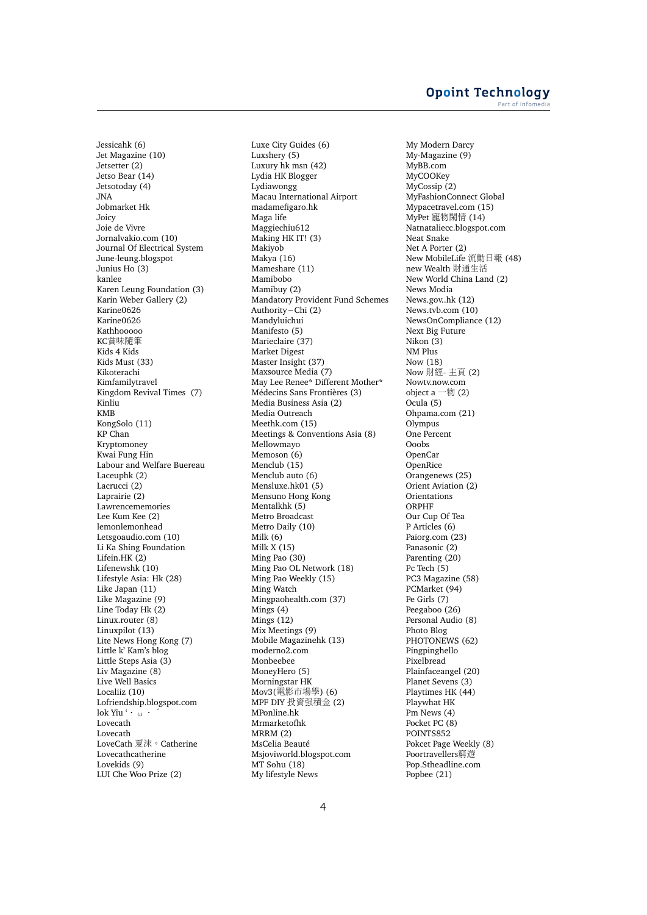Jessicahk (6)
Jet Magazine (10)
Jetsetter (2)
Jetso Bear (14)
Jetsotoday (4)
JNA
Jobmarket Hk
Joicy
Joie de Vivre
Jornalvakio.com (10)
Journal Of Electrical System
June-leung.blogspot
Junius Ho (3)
kanlee
Karen Leung Foundation (3)
Karin Weber Gallery (2)
Karine0626
Karine0626
Kathhooooo
KC賞味隨筆
Kids 4 Kids
Kids Must (33)
Kikoterachi
Kimfamilytravel
Kingdom Revival Times (7)
Kinliu
KMB
KongSolo (11)
KP Chan
Kryptomoney
Kwai Fung Hin
Labour and Welfare Buereau
Laceuphk (2)
Lacrucci (2)
Laprairie (2)
Lawrencememories
Lee Kum Kee (2)
lemonlemonhead
Letsgoaudio.com (10)
Li Ka Shing Foundation
Lifein.HK (2)
Lifenewshk (10)
Lifestyle Asia: Hk (28)
Like Japan (11)
Like Magazine (9)
Line Today Hk (2)
Linux.router (8)
Linuxpilot (13)
Lite News Hong Kong (7)
Little k' Kam's blog
Little Steps Asia (3)
Liv Magazine (8)
Live Well Basics
Localiiz (10)
Lofriendship.blogspot.com
lok Yiu '・ ω ・ ´
Lovecath
Lovecath
LoveCath 夏沫。Catherine
Lovecathcatherine
Lovekids (9)
LUI Che Woo Prize (2)
Luxe City Guides (6)
Luxshery (5)
Luxury hk msn (42)
Lydia HK Blogger
Lydiawongg
Macau International Airport
madamefigaro.hk
Maga life
Maggiechiu612
Making HK IT! (3)
Makiyob
Makya (16)
Mameshare (11)
Mamibobo
Mamibuy (2)
Mandatory Provident Fund Schemes Authority – Chi (2)
Mandyluichui
Manifesto (5)
Marieclaire (37)
Market Digest
Master Insight (37)
Maxsource Media (7)
May Lee Renee* Different Mother*
Médecins Sans Frontières (3)
Media Business Asia (2)
Media Outreach
Meethk.com (15)
Meetings & Conventions Asia (8)
Mellowmayo
Memoson (6)
Menclub (15)
Menclub auto (6)
Mensluxe.hk01 (5)
Mensuno Hong Kong
Mentalkhk (5)
Metro Broadcast
Metro Daily (10)
Milk (6)
Milk X (15)
Ming Pao (30)
Ming Pao OL Network (18)
Ming Pao Weekly (15)
Ming Watch
Mingpaohealth.com (37)
Mings (4)
Mings (12)
Mix Meetings (9)
Mobile Magazinehk (13)
moderno2.com
Monbeebee
MoneyHero (5)
Morningstar HK
Mov3(電影市場學) (6)
MPF DIY 投資強積金 (2)
MPonline.hk
Mrmarketofhk
MRRM (2)
MsCelia Beauté
Msjoviworld.blogspot.com
MT Sohu (18)
My lifestyle News
My Modern Darcy
My-Magazine (9)
MyBB.com
MyCOOKey
MyCossip (2)
MyFashionConnect Global
Mypacetravel.com (15)
MyPet 寵物閑情 (14)
Natnataliecc.blogspot.com
Neat Snake
Net A Porter (2)
New MobileLife 流動日報 (48)
new Wealth 財通生活
New World China Land (2)
News Modia
News.gov..hk (12)
News.tvb.com (10)
NewsOnCompliance (12)
Next Big Future
Nikon (3)
NM Plus
Now (18)
Now 財經- 主頁 (2)
Nowtv.now.com
object a 一物 (2)
Ocula (5)
Ohpama.com (21)
Olympus
One Percent
Ooobs
OpenCar
OpenRice
Orangenews (25)
Orient Aviation (2)
Orientations
ORPHF
Our Cup Of Tea
P Articles (6)
Paiorg.com (23)
Panasonic (2)
Parenting (20)
Pc Tech (5)
PC3 Magazine (58)
PCMarket (94)
Pe Girls (7)
Peegaboo (26)
Personal Audio (8)
Photo Blog
PHOTONEWS (62)
Pingpinghello
Pixelbread
Plainfaceangel (20)
Planet Sevens (3)
Playtimes HK (44)
Playwhat HK
Pm News (4)
Pocket PC (8)
POINTS852
Pokcet Page Weekly (8)
Poortravellers窮遊
Pop.Stheadline.com
Popbee (21)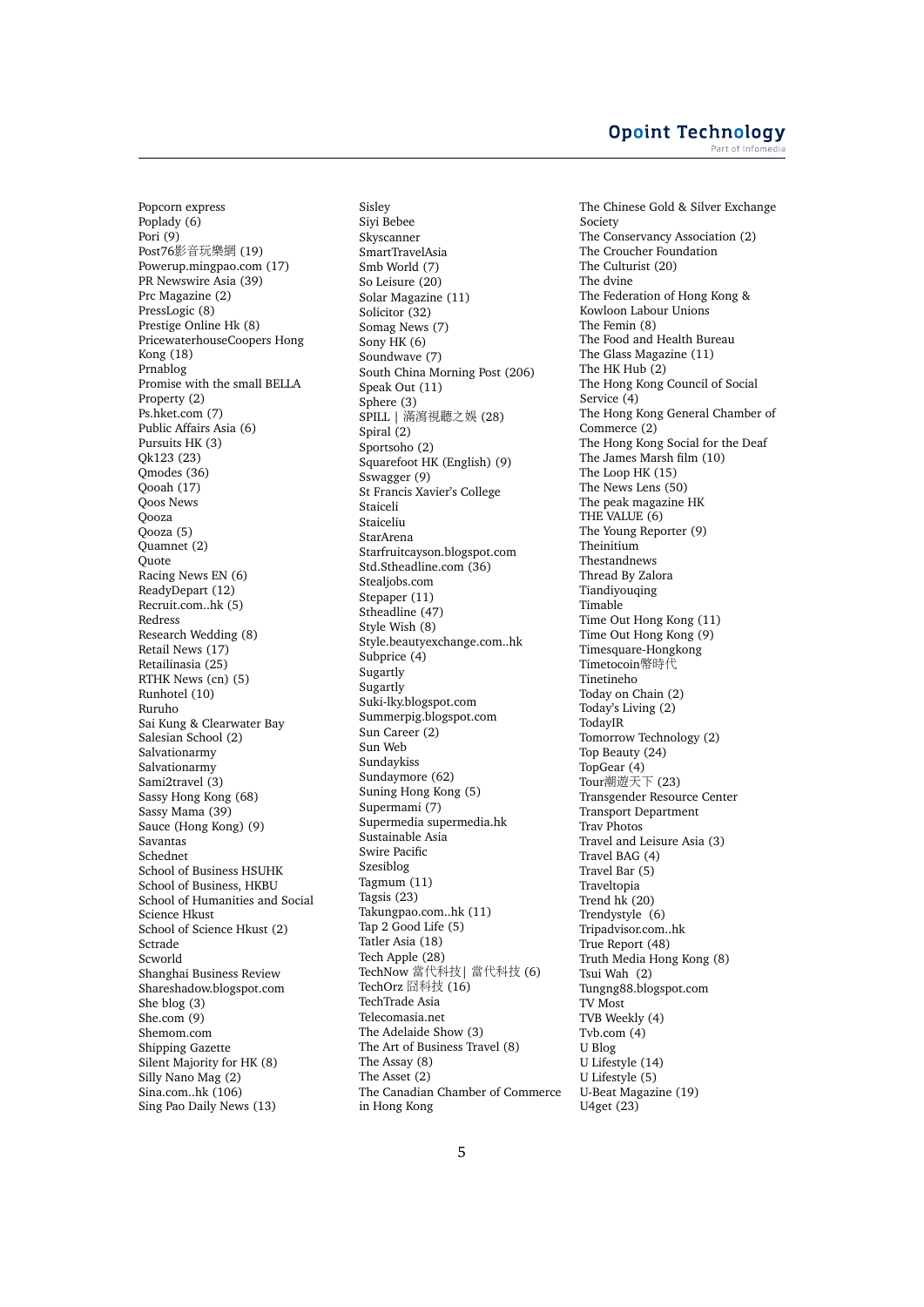Popcorn express
Poplady (6)
Pori (9)
Post76影音玩樂網 (19)
Powerup.mingpao.com (17)
PR Newswire Asia (39)
Prc Magazine (2)
PressLogic (8)
Prestige Online Hk (8)
PricewaterhouseCoopers Hong Kong (18)
Prnablog
Promise with the small BELLA
Property (2)
Ps.hket.com (7)
Public Affairs Asia (6)
Pursuits HK (3)
Qk123 (23)
Qmodes (36)
Qooah (17)
Qoos News
Qooza
Qooza (5)
Quamnet (2)
Quote
Racing News EN (6)
ReadyDepart (12)
Recruit.com..hk (5)
Redress
Research Wedding (8)
Retail News (17)
Retailinasia (25)
RTHK News (cn) (5)
Runhotel (10)
Ruruho
Sai Kung & Clearwater Bay
Salesian School (2)
Salvationarmy
Salvationarmy
Sami2travel (3)
Sassy Hong Kong (68)
Sassy Mama (39)
Sauce (Hong Kong) (9)
Savantas
Schednet
School of Business HSUHK
School of Business, HKBU
School of Humanities and Social Science Hkust
School of Science Hkust (2)
Sctrade
Scworld
Shanghai Business Review
Shareshadow.blogspot.com
She blog (3)
She.com (9)
Shemom.com
Shipping Gazette
Silent Majority for HK (8)
Silly Nano Mag (2)
Sina.com..hk (106)
Sing Pao Daily News (13)
Sisley
Siyi Bebee
Skyscanner
SmartTravelAsia
Smb World (7)
So Leisure (20)
Solar Magazine (11)
Solicitor (32)
Somag News (7)
Sony HK (6)
Soundwave (7)
South China Morning Post (206)
Speak Out (11)
Sphere (3)
SPILL | 濡濱視聽之娛 (28)
Spiral (2)
Sportsoho (2)
Squarefoot HK (English) (9)
Sswagger (9)
St Francis Xavier's College
Staiceli
Staiceliu
StarArena
Starfruitcayson.blogspot.com
Std.Stheadline.com (36)
Stealjobs.com
Stepaper (11)
Stheadline (47)
Style Wish (8)
Style.beautyexchange.com..hk
Subprice (4)
Sugartly
Sugartly
Suki-lky.blogspot.com
Summerpig.blogspot.com
Sun Career (2)
Sun Web
Sundaykiss
Sundaymore (62)
Suning Hong Kong (5)
Supermami (7)
Supermedia supermedia.hk
Sustainable Asia
Swire Pacific
Szesiblog
Tagmum (11)
Tagsis (23)
Takungpao.com..hk (11)
Tap 2 Good Life (5)
Tatler Asia (18)
Tech Apple (28)
TechNow 當代科技| 當代科技 (6)
TechOrz 囧科技 (16)
TechTrade Asia
Telecomasia.net
The Adelaide Show (3)
The Art of Business Travel (8)
The Assay (8)
The Asset (2)
The Canadian Chamber of Commerce in Hong Kong
The Chinese Gold & Silver Exchange Society
The Conservancy Association (2)
The Croucher Foundation
The Culturist (20)
The dvine
The Federation of Hong Kong & Kowloon Labour Unions
The Femin (8)
The Food and Health Bureau
The Glass Magazine (11)
The HK Hub (2)
The Hong Kong Council of Social Service (4)
The Hong Kong General Chamber of Commerce (2)
The Hong Kong Social for the Deaf
The James Marsh film (10)
The Loop HK (15)
The News Lens (50)
The peak magazine HK
THE VALUE (6)
The Young Reporter (9)
Theinitium
Thestandnews
Thread By Zalora
Tiandiyouqing
Timable
Time Out Hong Kong (11)
Time Out Hong Kong (9)
Timesquare-Hongkong
Timetocoin幣時代
Tinetineho
Today on Chain (2)
Today's Living (2)
TodayIR
Tomorrow Technology (2)
Top Beauty (24)
TopGear (4)
Tour潮遊天下 (23)
Transgender Resource Center
Transport Department
Trav Photos
Travel and Leisure Asia (3)
Travel BAG (4)
Travel Bar (5)
Traveltopia
Trend hk (20)
Trendystyle (6)
Tripadvisor.com..hk
True Report (48)
Truth Media Hong Kong (8)
Tsui Wah (2)
Tungng88.blogspot.com
TV Most
TVB Weekly (4)
Tvb.com (4)
U Blog
U Lifestyle (14)
U Lifestyle (5)
U-Beat Magazine (19)
U4get (23)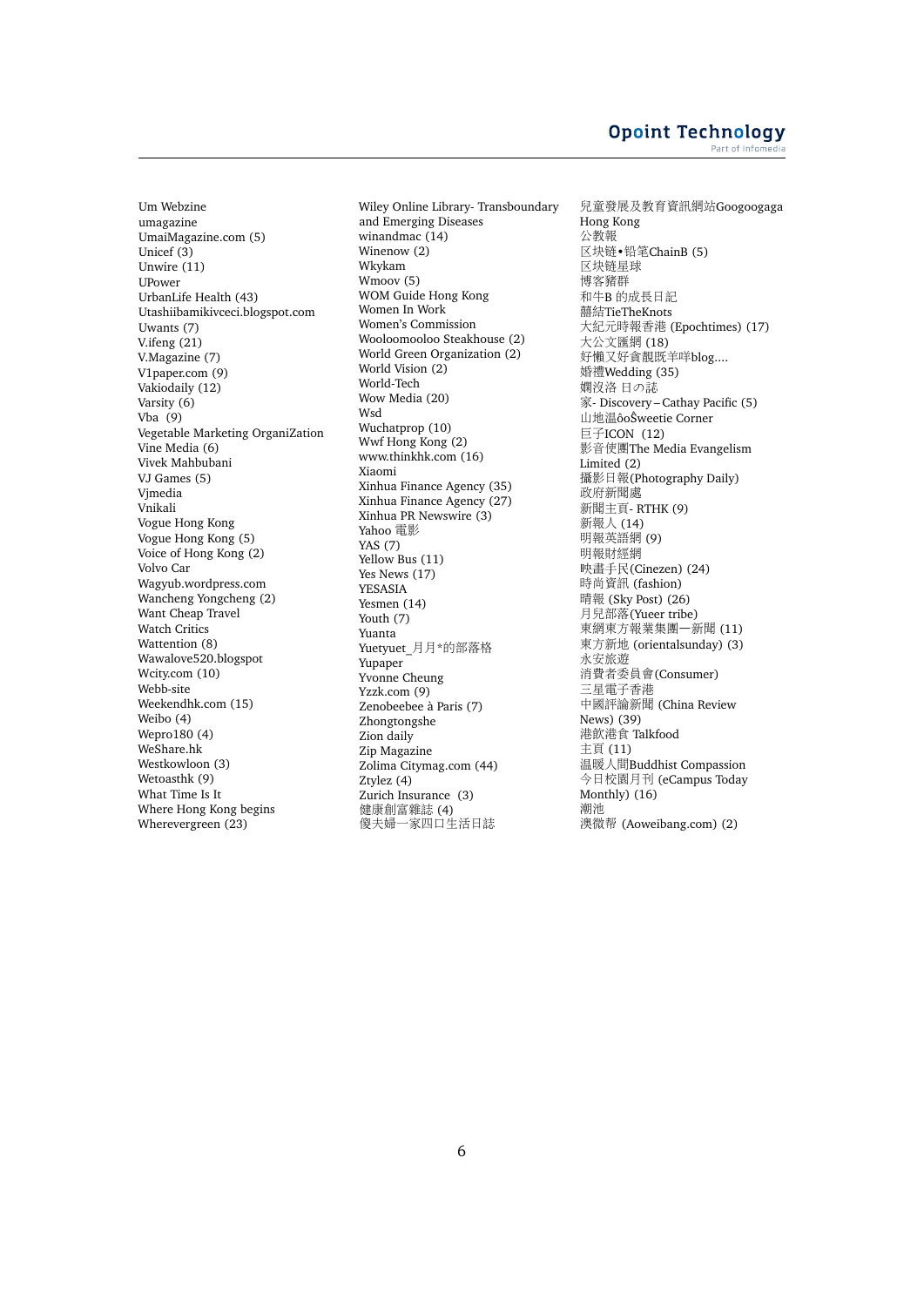Um Webzine
umagazine
UmaiMagazine.com (5)
Unicef (3)
Unwire (11)
UPower
UrbanLife Health (43)
Utashiibamikivceci.blogspot.com
Uwants (7)
V.ifeng (21)
V.Magazine (7)
V1paper.com (9)
Vakiodaily (12)
Varsity (6)
Vba  (9)
Vegetable Marketing OrganiZation
Vine Media (6)
Vivek Mahbubani
VJ Games (5)
Vjmedia
Vnikali
Vogue Hong Kong
Vogue Hong Kong (5)
Voice of Hong Kong (2)
Volvo Car
Wagyub.wordpress.com
Wancheng Yongcheng (2)
Want Cheap Travel
Watch Critics
Wattention (8)
Wawalove520.blogspot
Wcity.com (10)
Webb-site
Weekendhk.com (15)
Weibo (4)
Wepro180 (4)
WeShare.hk
Westkowloon (3)
Wetoasthk (9)
What Time Is It
Where Hong Kong begins
Wherevergreen (23)
Wiley Online Library- Transboundary and Emerging Diseases
winandmac (14)
Winenow (2)
Wkykam
Wmoov (5)
WOM Guide Hong Kong
Women In Work
Women's Commission
Wooloomooloo Steakhouse (2)
World Green Organization (2)
World Vision (2)
World-Tech
Wow Media (20)
Wsd
Wuchatprop (10)
Wwf Hong Kong (2)
www.thinkhk.com (16)
Xiaomi
Xinhua Finance Agency (35)
Xinhua Finance Agency (27)
Xinhua PR Newswire (3)
Yahoo 電影
YAS (7)
Yellow Bus (11)
Yes News (17)
YESASIA
Yesmen (14)
Youth (7)
Yuanta
Yuetyuet_月月*的部落格
Yupaper
Yvonne Cheung
Yzzk.com (9)
Zenobeebee à Paris (7)
Zhongtongshe
Zion daily
Zip Magazine
Zolima Citymag.com (44)
Ztylez (4)
Zurich Insurance  (3)
健康創富雜誌 (4)
傻夫婦一家四口生活日誌
兒童發展及教育資訊網站Googoogaga Hong Kong
公教報
区块链•铅笔ChainB (5)
区块链星球
博客豬群
和牛B 的成長日記
囍結TieTheKnots
大紀元時報香港 (Epochtimes) (17)
大公文匯網 (18)
好懶又好貪靚既羊咩blog....
婚禮Wedding (35)
嫺沒洛 日の誌
家- Discovery – Cathay Pacific (5)
山地温ôoŜweetie Corner
巨子ICON  (12)
影音使團The Media Evangelism Limited (2)
攝影日報(Photography Daily)
政府新聞處
新聞主頁- RTHK (9)
新報人 (14)
明報英語網 (9)
明報財經網
映畫手民(Cinezen) (24)
時尚資訊 (fashion)
晴報 (Sky Post) (26)
月兒部落(Yueer tribe)
東網東方報業集團—新聞 (11)
東方新地 (orientalsunday) (3)
永安旅遊
消費者委員會(Consumer)
三星電子香港
中國評論新聞 (China Review News) (39)
港飲港食 Talkfood
主頁 (11)
温暖人間Buddhist Compassion
今日校園月刊 (eCampus Today Monthly) (16)
潮池
澳微帮 (Aoweibang.com) (2)